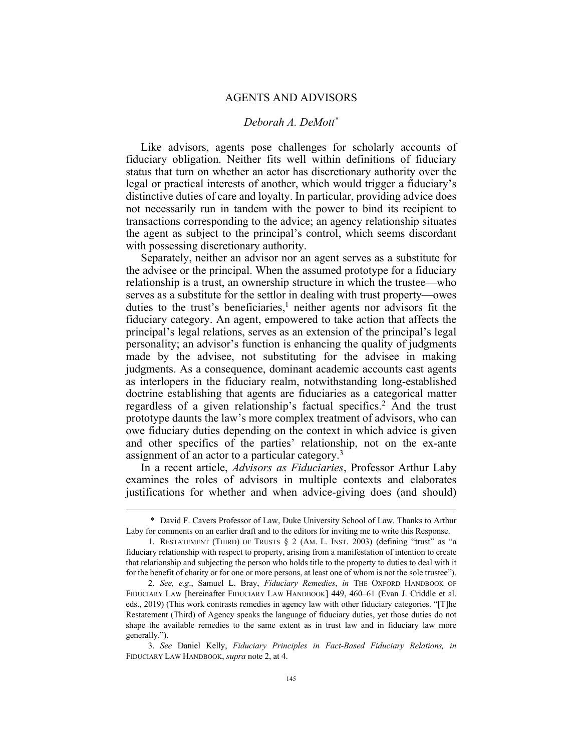# AGENTS AND ADVISORS

*Deborah A. DeMott*[*]

Like advisors, agents pose challenges for scholarly accounts of fiduciary obligation. Neither fits well within definitions of fiduciary status that turn on whether an actor has discretionary authority over the legal or practical interests of another, which would trigger a fiduciary's distinctive duties of care and loyalty. In particular, providing advice does not necessarily run in tandem with the power to bind its recipient to transactions corresponding to the advice; an agency relationship situates the agent as subject to the principal's control, which seems discordant with possessing discretionary authority.

Separately, neither an advisor nor an agent serves as a substitute for the advisee or the principal. When the assumed prototype for a fiduciary relationship is a trust, an ownership structure in which the trustee—who serves as a substitute for the settlor in dealing with trust property—owes duties to the trust's beneficiaries,[1] neither agents nor advisors fit the fiduciary category. An agent, empowered to take action that affects the principal's legal relations, serves as an extension of the principal's legal personality; an advisor's function is enhancing the quality of judgments made by the advisee, not substituting for the advisee in making judgments. As a consequence, dominant academic accounts cast agents as interlopers in the fiduciary realm, notwithstanding long-established doctrine establishing that agents are fiduciaries as a categorical matter regardless of a given relationship's factual specifics.[2] And the trust prototype daunts the law's more complex treatment of advisors, who can owe fiduciary duties depending on the context in which advice is given and other specifics of the parties' relationship, not on the ex-ante assignment of an actor to a particular category.[3]

In a recent article, *Advisors as Fiduciaries*, Professor Arthur Laby examines the roles of advisors in multiple contexts and elaborates justifications for whether and when advice-giving does (and should)

---

\* David F. Cavers Professor of Law, Duke University School of Law. Thanks to Arthur Laby for comments on an earlier draft and to the editors for inviting me to write this Response.

1. RESTATEMENT (THIRD) OF TRUSTS § 2 (AM. L. INST. 2003) (defining "trust" as "a fiduciary relationship with respect to property, arising from a manifestation of intention to create that relationship and subjecting the person who holds title to the property to duties to deal with it for the benefit of charity or for one or more persons, at least one of whom is not the sole trustee").

2. *See, e.g.*, Samuel L. Bray, *Fiduciary Remedies*, *in* THE OXFORD HANDBOOK OF FIDUCIARY LAW [hereinafter FIDUCIARY LAW HANDBOOK] 449, 460–61 (Evan J. Criddle et al. eds., 2019) (This work contrasts remedies in agency law with other fiduciary categories. "[T]he Restatement (Third) of Agency speaks the language of fiduciary duties, yet those duties do not shape the available remedies to the same extent as in trust law and in fiduciary law more generally.").

3. *See* Daniel Kelly, *Fiduciary Principles in Fact-Based Fiduciary Relations, in* FIDUCIARY LAW HANDBOOK, *supra* note 2, at 4.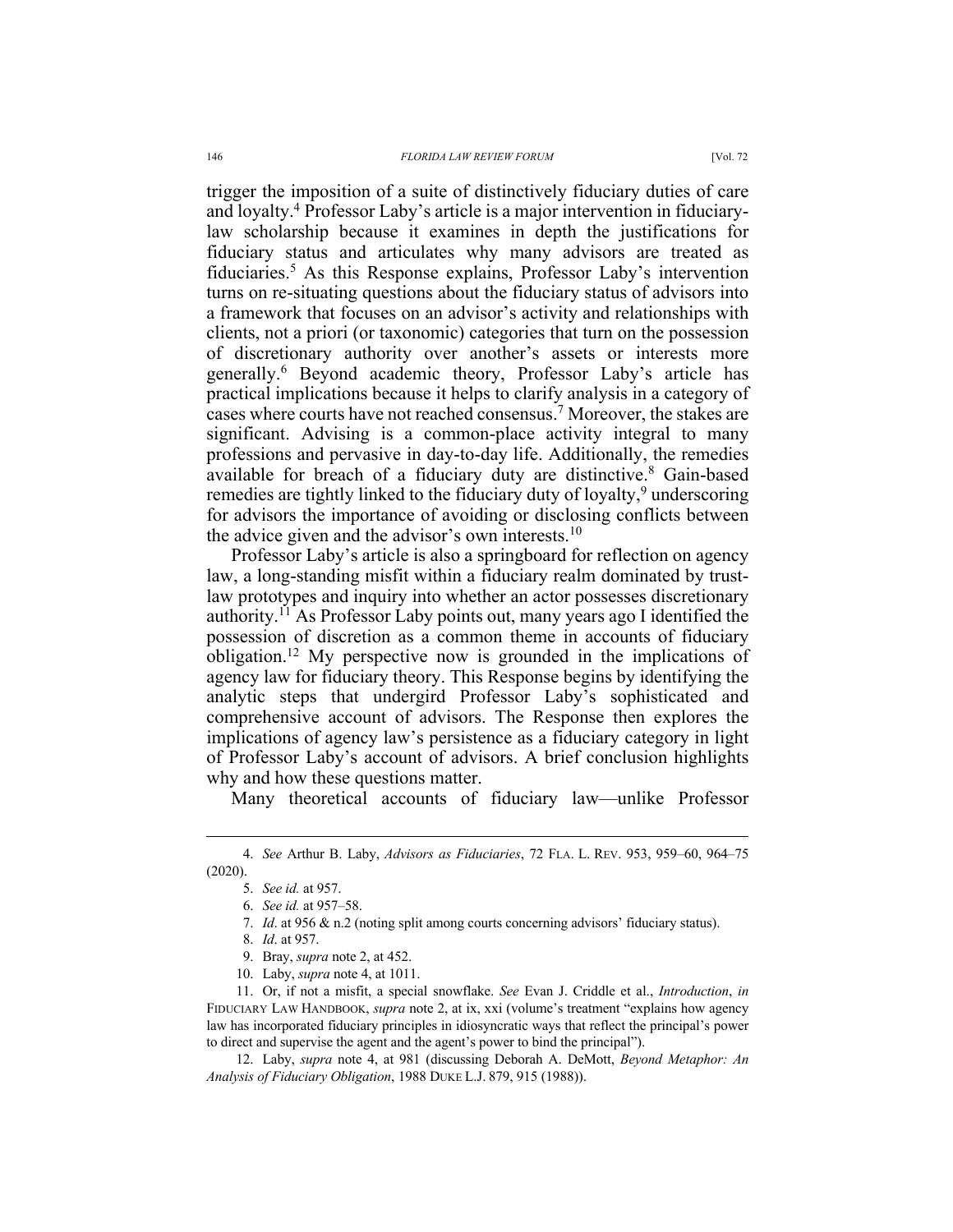trigger the imposition of a suite of distinctively fiduciary duties of care and loyalty.[4] Professor Laby's article is a major intervention in fiduciary-law scholarship because it examines in depth the justifications for fiduciary status and articulates why many advisors are treated as fiduciaries.[5] As this Response explains, Professor Laby's intervention turns on re-situating questions about the fiduciary status of advisors into a framework that focuses on an advisor's activity and relationships with clients, not a priori (or taxonomic) categories that turn on the possession of discretionary authority over another's assets or interests more generally.[6] Beyond academic theory, Professor Laby's article has practical implications because it helps to clarify analysis in a category of cases where courts have not reached consensus.[7] Moreover, the stakes are significant. Advising is a common-place activity integral to many professions and pervasive in day-to-day life. Additionally, the remedies available for breach of a fiduciary duty are distinctive.[8] Gain-based remedies are tightly linked to the fiduciary duty of loyalty,[9] underscoring for advisors the importance of avoiding or disclosing conflicts between the advice given and the advisor's own interests.[10]

Professor Laby's article is also a springboard for reflection on agency law, a long-standing misfit within a fiduciary realm dominated by trust-law prototypes and inquiry into whether an actor possesses discretionary authority.[11] As Professor Laby points out, many years ago I identified the possession of discretion as a common theme in accounts of fiduciary obligation.[12] My perspective now is grounded in the implications of agency law for fiduciary theory. This Response begins by identifying the analytic steps that undergird Professor Laby's sophisticated and comprehensive account of advisors. The Response then explores the implications of agency law's persistence as a fiduciary category in light of Professor Laby's account of advisors. A brief conclusion highlights why and how these questions matter.

Many theoretical accounts of fiduciary law—unlike Professor

---

4. *See* Arthur B. Laby, *Advisors as Fiduciaries*, 72 FLA. L. REV. 953, 959–60, 964–75 (2020).

5. *See id.* at 957.

6. *See id.* at 957–58.

7. *Id*. at 956 & n.2 (noting split among courts concerning advisors' fiduciary status).

8. *Id*. at 957.

9. Bray, *supra* note 2, at 452.

10. Laby, *supra* note 4, at 1011.

11. Or, if not a misfit, a special snowflake. *See* Evan J. Criddle et al., *Introduction*, *in* FIDUCIARY LAW HANDBOOK, *supra* note 2, at ix, xxi (volume's treatment "explains how agency law has incorporated fiduciary principles in idiosyncratic ways that reflect the principal's power to direct and supervise the agent and the agent's power to bind the principal").

12. Laby, *supra* note 4, at 981 (discussing Deborah A. DeMott, *Beyond Metaphor: An Analysis of Fiduciary Obligation*, 1988 DUKE L.J. 879, 915 (1988)).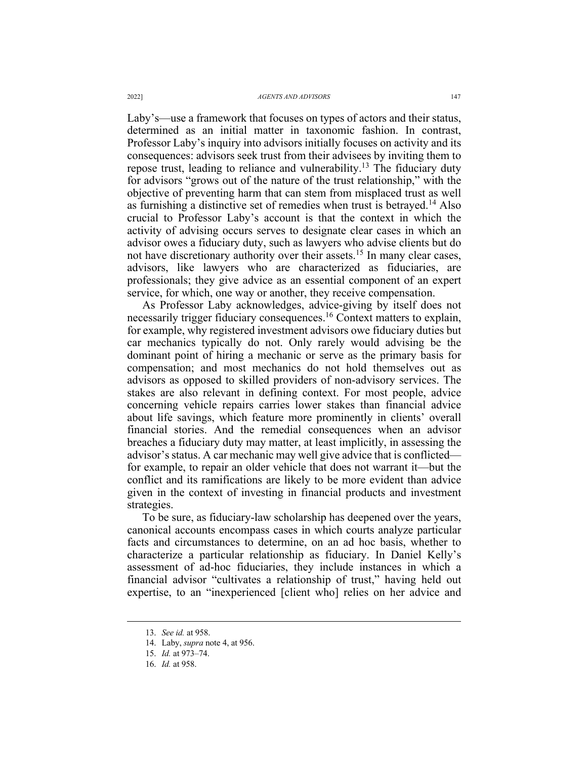Laby's—use a framework that focuses on types of actors and their status, determined as an initial matter in taxonomic fashion. In contrast, Professor Laby's inquiry into advisors initially focuses on activity and its consequences: advisors seek trust from their advisees by inviting them to repose trust, leading to reliance and vulnerability.[13] The fiduciary duty for advisors "grows out of the nature of the trust relationship," with the objective of preventing harm that can stem from misplaced trust as well as furnishing a distinctive set of remedies when trust is betrayed.[14] Also crucial to Professor Laby's account is that the context in which the activity of advising occurs serves to designate clear cases in which an advisor owes a fiduciary duty, such as lawyers who advise clients but do not have discretionary authority over their assets.[15] In many clear cases, advisors, like lawyers who are characterized as fiduciaries, are professionals; they give advice as an essential component of an expert service, for which, one way or another, they receive compensation.

As Professor Laby acknowledges, advice-giving by itself does not necessarily trigger fiduciary consequences.[16] Context matters to explain, for example, why registered investment advisors owe fiduciary duties but car mechanics typically do not. Only rarely would advising be the dominant point of hiring a mechanic or serve as the primary basis for compensation; and most mechanics do not hold themselves out as advisors as opposed to skilled providers of non-advisory services. The stakes are also relevant in defining context. For most people, advice concerning vehicle repairs carries lower stakes than financial advice about life savings, which feature more prominently in clients' overall financial stories. And the remedial consequences when an advisor breaches a fiduciary duty may matter, at least implicitly, in assessing the advisor's status. A car mechanic may well give advice that is conflicted—for example, to repair an older vehicle that does not warrant it—but the conflict and its ramifications are likely to be more evident than advice given in the context of investing in financial products and investment strategies.

To be sure, as fiduciary-law scholarship has deepened over the years, canonical accounts encompass cases in which courts analyze particular facts and circumstances to determine, on an ad hoc basis, whether to characterize a particular relationship as fiduciary. In Daniel Kelly's assessment of ad-hoc fiduciaries, they include instances in which a financial advisor "cultivates a relationship of trust," having held out expertise, to an "inexperienced [client who] relies on her advice and

---

13. *See id.* at 958.

14. Laby, *supra* note 4, at 956.

15. *Id.* at 973–74.

16. *Id.* at 958.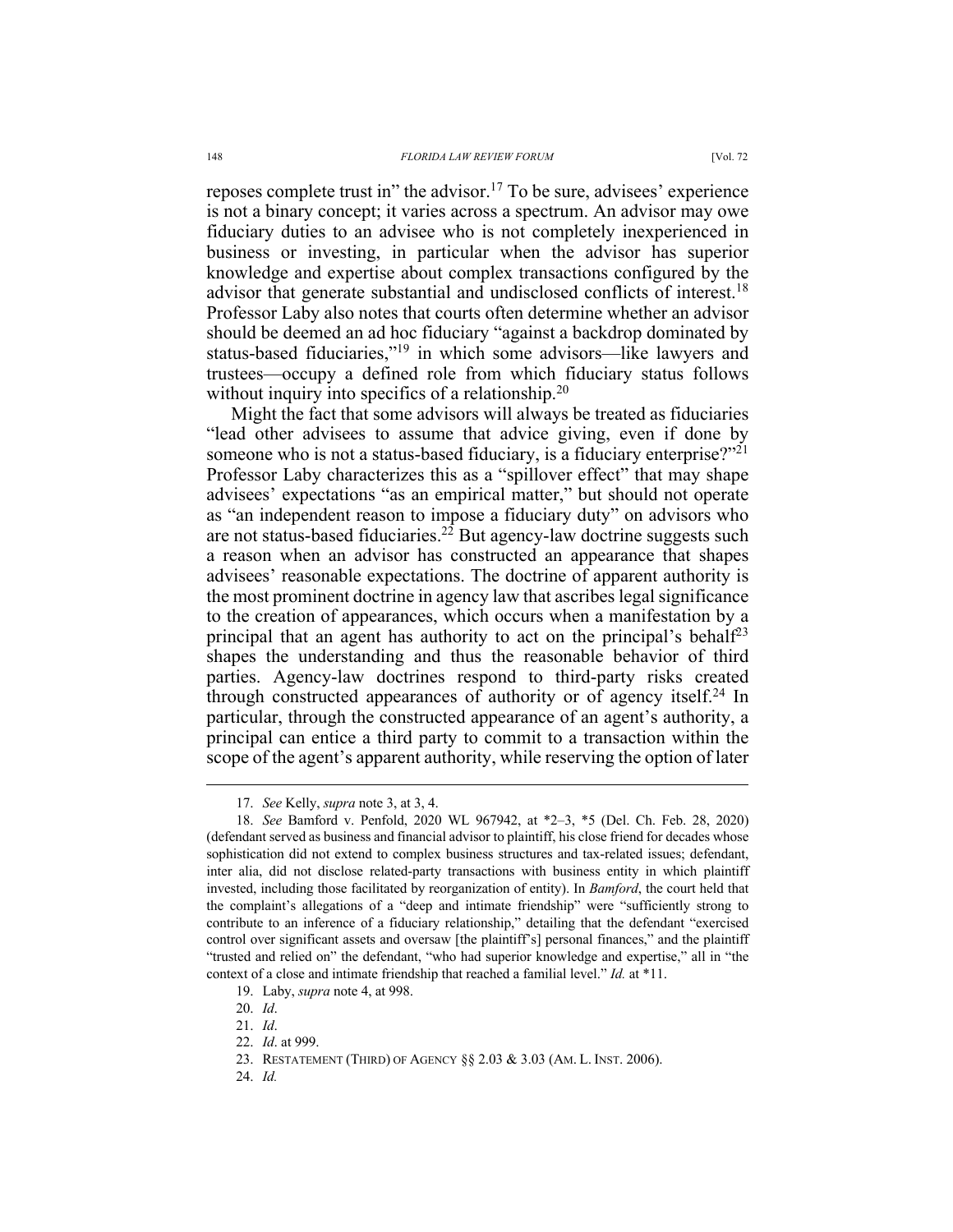reposes complete trust in" the advisor.[17] To be sure, advisees' experience is not a binary concept; it varies across a spectrum. An advisor may owe fiduciary duties to an advisee who is not completely inexperienced in business or investing, in particular when the advisor has superior knowledge and expertise about complex transactions configured by the advisor that generate substantial and undisclosed conflicts of interest.[18] Professor Laby also notes that courts often determine whether an advisor should be deemed an ad hoc fiduciary "against a backdrop dominated by status-based fiduciaries,"[19] in which some advisors—like lawyers and trustees—occupy a defined role from which fiduciary status follows without inquiry into specifics of a relationship.[20]

Might the fact that some advisors will always be treated as fiduciaries "lead other advisees to assume that advice giving, even if done by someone who is not a status-based fiduciary, is a fiduciary enterprise?"[21] Professor Laby characterizes this as a "spillover effect" that may shape advisees' expectations "as an empirical matter," but should not operate as "an independent reason to impose a fiduciary duty" on advisors who are not status-based fiduciaries.[22] But agency-law doctrine suggests such a reason when an advisor has constructed an appearance that shapes advisees' reasonable expectations. The doctrine of apparent authority is the most prominent doctrine in agency law that ascribes legal significance to the creation of appearances, which occurs when a manifestation by a principal that an agent has authority to act on the principal's behalf[23] shapes the understanding and thus the reasonable behavior of third parties. Agency-law doctrines respond to third-party risks created through constructed appearances of authority or of agency itself.[24] In particular, through the constructed appearance of an agent's authority, a principal can entice a third party to commit to a transaction within the scope of the agent's apparent authority, while reserving the option of later

---

17. *See* Kelly, *supra* note 3, at 3, 4.

18. *See* Bamford v. Penfold, 2020 WL 967942, at \*2–3, \*5 (Del. Ch. Feb. 28, 2020) (defendant served as business and financial advisor to plaintiff, his close friend for decades whose sophistication did not extend to complex business structures and tax-related issues; defendant, inter alia, did not disclose related-party transactions with business entity in which plaintiff invested, including those facilitated by reorganization of entity). In *Bamford*, the court held that the complaint's allegations of a "deep and intimate friendship" were "sufficiently strong to contribute to an inference of a fiduciary relationship," detailing that the defendant "exercised control over significant assets and oversaw [the plaintiff's] personal finances," and the plaintiff "trusted and relied on" the defendant, "who had superior knowledge and expertise," all in "the context of a close and intimate friendship that reached a familial level." *Id.* at \*11.

19. Laby, *supra* note 4, at 998.

20. *Id*.

21. *Id*.

22. *Id*. at 999.

23. RESTATEMENT (THIRD) OF AGENCY §§ 2.03 & 3.03 (AM. L. INST. 2006).

24. *Id.*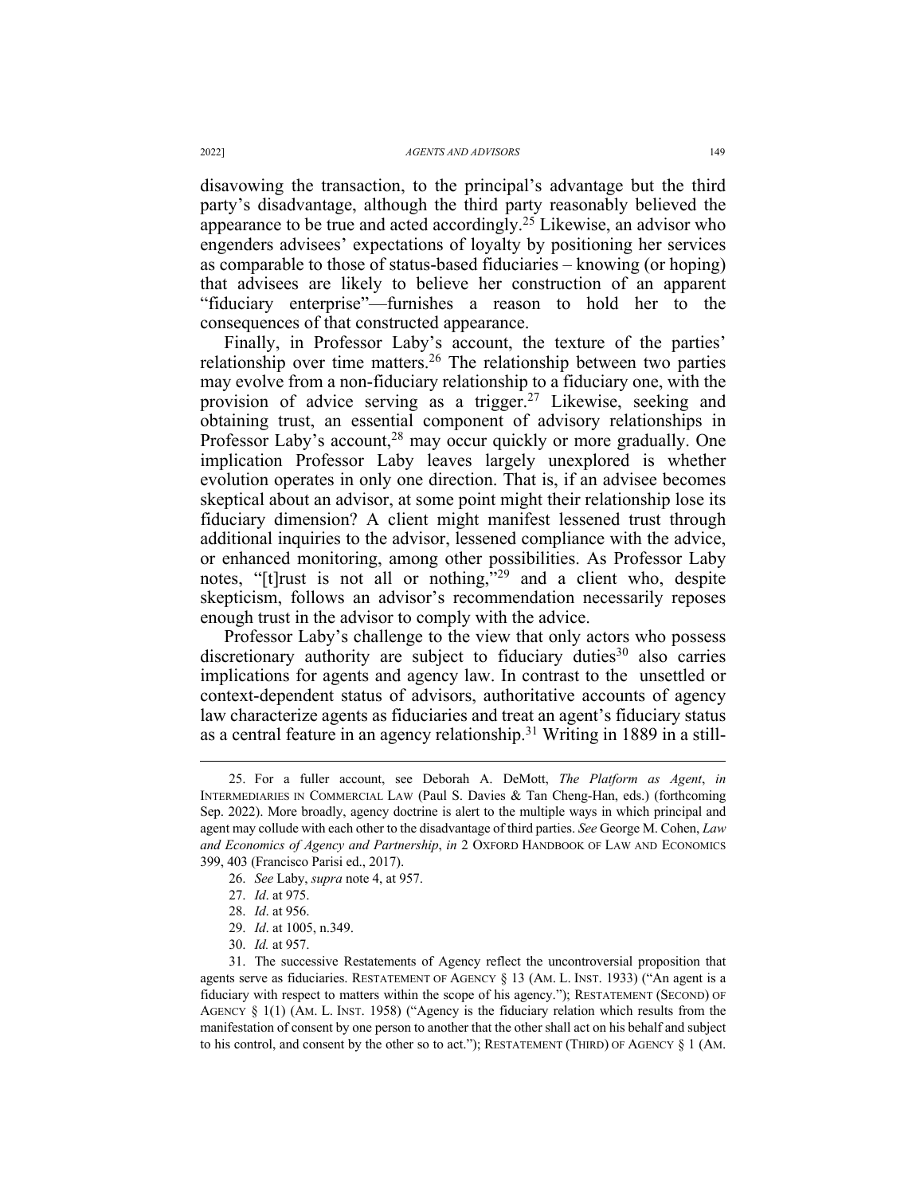disavowing the transaction, to the principal's advantage but the third party's disadvantage, although the third party reasonably believed the appearance to be true and acted accordingly.[25] Likewise, an advisor who engenders advisees' expectations of loyalty by positioning her services as comparable to those of status-based fiduciaries – knowing (or hoping) that advisees are likely to believe her construction of an apparent "fiduciary enterprise"—furnishes a reason to hold her to the consequences of that constructed appearance.

Finally, in Professor Laby's account, the texture of the parties' relationship over time matters.[26] The relationship between two parties may evolve from a non-fiduciary relationship to a fiduciary one, with the provision of advice serving as a trigger.[27] Likewise, seeking and obtaining trust, an essential component of advisory relationships in Professor Laby's account,[28] may occur quickly or more gradually. One implication Professor Laby leaves largely unexplored is whether evolution operates in only one direction. That is, if an advisee becomes skeptical about an advisor, at some point might their relationship lose its fiduciary dimension? A client might manifest lessened trust through additional inquiries to the advisor, lessened compliance with the advice, or enhanced monitoring, among other possibilities. As Professor Laby notes, "[t]rust is not all or nothing,"[29] and a client who, despite skepticism, follows an advisor's recommendation necessarily reposes enough trust in the advisor to comply with the advice.

Professor Laby's challenge to the view that only actors who possess discretionary authority are subject to fiduciary duties[30] also carries implications for agents and agency law. In contrast to the unsettled or context-dependent status of advisors, authoritative accounts of agency law characterize agents as fiduciaries and treat an agent's fiduciary status as a central feature in an agency relationship.[31] Writing in 1889 in a still-

---

25. For a fuller account, see Deborah A. DeMott, *The Platform as Agent*, *in* INTERMEDIARIES IN COMMERCIAL LAW (Paul S. Davies & Tan Cheng-Han, eds.) (forthcoming Sep. 2022). More broadly, agency doctrine is alert to the multiple ways in which principal and agent may collude with each other to the disadvantage of third parties. *See* George M. Cohen, *Law and Economics of Agency and Partnership*, *in* 2 OXFORD HANDBOOK OF LAW AND ECONOMICS 399, 403 (Francisco Parisi ed., 2017).

26. *See* Laby, *supra* note 4, at 957.

27. *Id*. at 975.

28. *Id*. at 956.

29. *Id*. at 1005, n.349.

30. *Id.* at 957.

31. The successive Restatements of Agency reflect the uncontroversial proposition that agents serve as fiduciaries. RESTATEMENT OF AGENCY § 13 (AM. L. INST. 1933) ("An agent is a fiduciary with respect to matters within the scope of his agency."); RESTATEMENT (SECOND) OF AGENCY § 1(1) (AM. L. INST. 1958) ("Agency is the fiduciary relation which results from the manifestation of consent by one person to another that the other shall act on his behalf and subject to his control, and consent by the other so to act."); RESTATEMENT (THIRD) OF AGENCY § 1 (AM.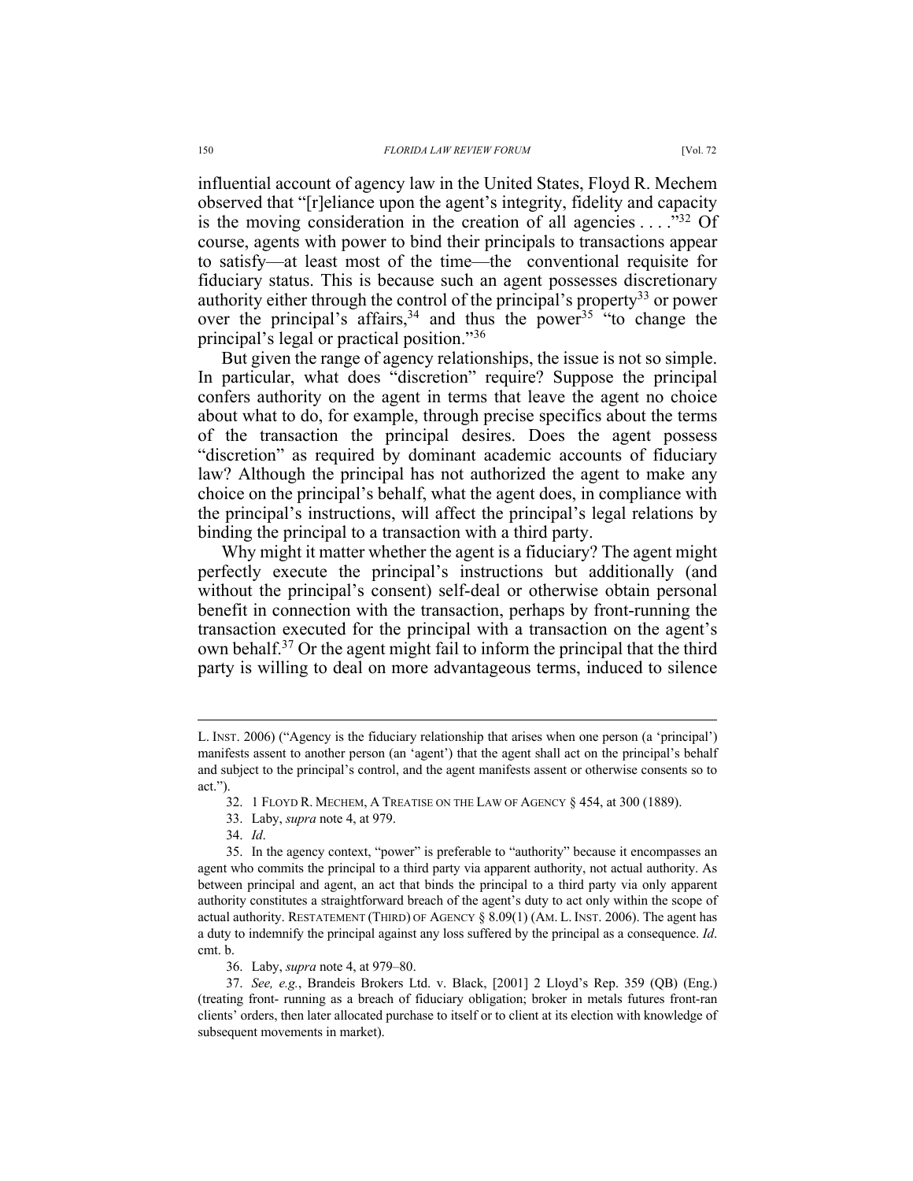influential account of agency law in the United States, Floyd R. Mechem observed that "[r]eliance upon the agent's integrity, fidelity and capacity is the moving consideration in the creation of all agencies . . . ."[32] Of course, agents with power to bind their principals to transactions appear to satisfy—at least most of the time—the conventional requisite for fiduciary status. This is because such an agent possesses discretionary authority either through the control of the principal's property[33] or power over the principal's affairs,[34] and thus the power[35] "to change the principal's legal or practical position."[36]

But given the range of agency relationships, the issue is not so simple. In particular, what does "discretion" require? Suppose the principal confers authority on the agent in terms that leave the agent no choice about what to do, for example, through precise specifics about the terms of the transaction the principal desires. Does the agent possess "discretion" as required by dominant academic accounts of fiduciary law? Although the principal has not authorized the agent to make any choice on the principal's behalf, what the agent does, in compliance with the principal's instructions, will affect the principal's legal relations by binding the principal to a transaction with a third party.

Why might it matter whether the agent is a fiduciary? The agent might perfectly execute the principal's instructions but additionally (and without the principal's consent) self-deal or otherwise obtain personal benefit in connection with the transaction, perhaps by front-running the transaction executed for the principal with a transaction on the agent's own behalf.[37] Or the agent might fail to inform the principal that the third party is willing to deal on more advantageous terms, induced to silence

---

L. INST. 2006) ("Agency is the fiduciary relationship that arises when one person (a 'principal') manifests assent to another person (an 'agent') that the agent shall act on the principal's behalf and subject to the principal's control, and the agent manifests assent or otherwise consents so to act.").

32. 1 FLOYD R. MECHEM, A TREATISE ON THE LAW OF AGENCY § 454, at 300 (1889).

33. Laby, *supra* note 4, at 979.

34. *Id*.

35. In the agency context, "power" is preferable to "authority" because it encompasses an agent who commits the principal to a third party via apparent authority, not actual authority. As between principal and agent, an act that binds the principal to a third party via only apparent authority constitutes a straightforward breach of the agent's duty to act only within the scope of actual authority. RESTATEMENT (THIRD) OF AGENCY § 8.09(1) (AM. L. INST. 2006). The agent has a duty to indemnify the principal against any loss suffered by the principal as a consequence. *Id*. cmt. b.

36. Laby, *supra* note 4, at 979–80.

37. *See, e.g.*, Brandeis Brokers Ltd. v. Black, [2001] 2 Lloyd's Rep. 359 (QB) (Eng.) (treating front- running as a breach of fiduciary obligation; broker in metals futures front-ran clients' orders, then later allocated purchase to itself or to client at its election with knowledge of subsequent movements in market).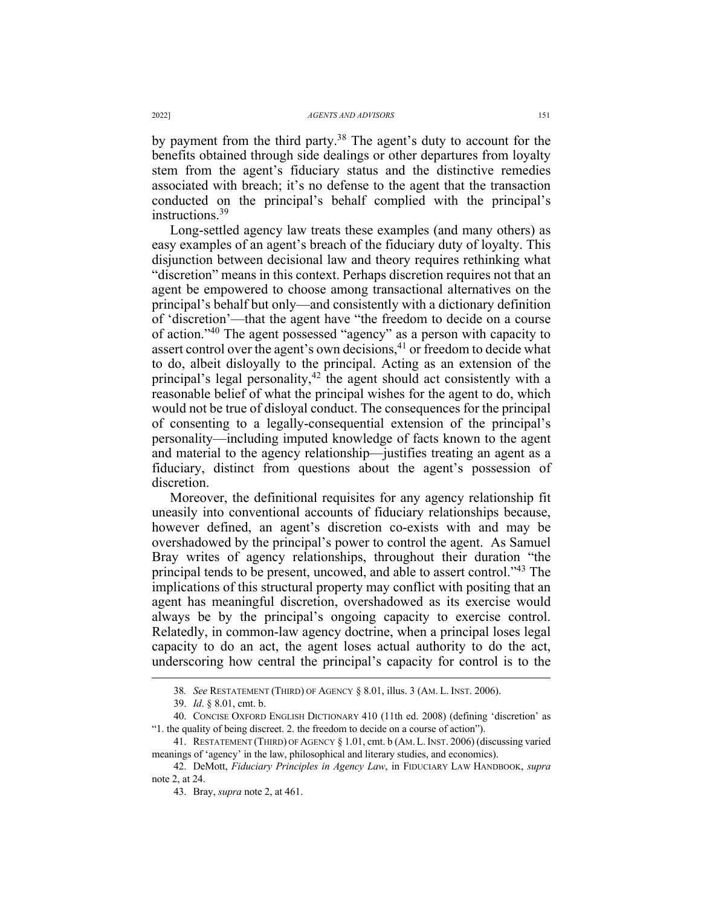by payment from the third party.[38] The agent's duty to account for the benefits obtained through side dealings or other departures from loyalty stem from the agent's fiduciary status and the distinctive remedies associated with breach; it's no defense to the agent that the transaction conducted on the principal's behalf complied with the principal's instructions.[39]

Long-settled agency law treats these examples (and many others) as easy examples of an agent's breach of the fiduciary duty of loyalty. This disjunction between decisional law and theory requires rethinking what "discretion" means in this context. Perhaps discretion requires not that an agent be empowered to choose among transactional alternatives on the principal's behalf but only—and consistently with a dictionary definition of 'discretion'—that the agent have "the freedom to decide on a course of action."[40] The agent possessed "agency" as a person with capacity to assert control over the agent's own decisions,[41] or freedom to decide what to do, albeit disloyally to the principal. Acting as an extension of the principal's legal personality,[42] the agent should act consistently with a reasonable belief of what the principal wishes for the agent to do, which would not be true of disloyal conduct. The consequences for the principal of consenting to a legally-consequential extension of the principal's personality—including imputed knowledge of facts known to the agent and material to the agency relationship—justifies treating an agent as a fiduciary, distinct from questions about the agent's possession of discretion.

Moreover, the definitional requisites for any agency relationship fit uneasily into conventional accounts of fiduciary relationships because, however defined, an agent's discretion co-exists with and may be overshadowed by the principal's power to control the agent. As Samuel Bray writes of agency relationships, throughout their duration "the principal tends to be present, uncowed, and able to assert control."[43] The implications of this structural property may conflict with positing that an agent has meaningful discretion, overshadowed as its exercise would always be by the principal's ongoing capacity to exercise control. Relatedly, in common-law agency doctrine, when a principal loses legal capacity to do an act, the agent loses actual authority to do the act, underscoring how central the principal's capacity for control is to the

---

38. *See* RESTATEMENT (THIRD) OF AGENCY § 8.01, illus. 3 (AM. L. INST. 2006).

39. *Id*. § 8.01, cmt. b.

40. CONCISE OXFORD ENGLISH DICTIONARY 410 (11th ed. 2008) (defining 'discretion' as "1. the quality of being discreet. 2. the freedom to decide on a course of action").

41. RESTATEMENT (THIRD) OF AGENCY § 1.01, cmt. b (AM. L. INST. 2006) (discussing varied meanings of 'agency' in the law, philosophical and literary studies, and economics).

42. DeMott, *Fiduciary Principles in Agency Law*, in FIDUCIARY LAW HANDBOOK, *supra* note 2, at 24.

43. Bray, *supra* note 2, at 461.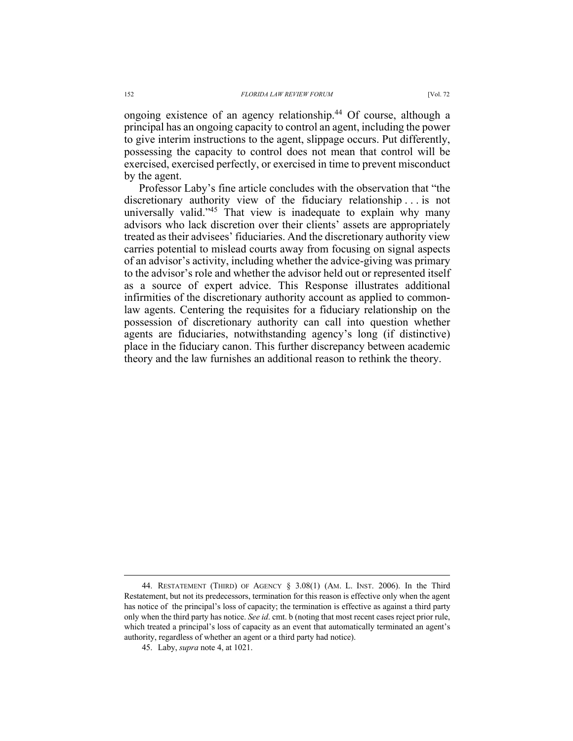ongoing existence of an agency relationship.[44] Of course, although a principal has an ongoing capacity to control an agent, including the power to give interim instructions to the agent, slippage occurs. Put differently, possessing the capacity to control does not mean that control will be exercised, exercised perfectly, or exercised in time to prevent misconduct by the agent.

Professor Laby's fine article concludes with the observation that "the discretionary authority view of the fiduciary relationship . . . is not universally valid."[45] That view is inadequate to explain why many advisors who lack discretion over their clients' assets are appropriately treated as their advisees' fiduciaries. And the discretionary authority view carries potential to mislead courts away from focusing on signal aspects of an advisor's activity, including whether the advice-giving was primary to the advisor's role and whether the advisor held out or represented itself as a source of expert advice. This Response illustrates additional infirmities of the discretionary authority account as applied to common-law agents. Centering the requisites for a fiduciary relationship on the possession of discretionary authority can call into question whether agents are fiduciaries, notwithstanding agency's long (if distinctive) place in the fiduciary canon. This further discrepancy between academic theory and the law furnishes an additional reason to rethink the theory.

---

44. RESTATEMENT (THIRD) OF AGENCY § 3.08(1) (AM. L. INST. 2006). In the Third Restatement, but not its predecessors, termination for this reason is effective only when the agent has notice of the principal's loss of capacity; the termination is effective as against a third party only when the third party has notice. *See id*. cmt. b (noting that most recent cases reject prior rule, which treated a principal's loss of capacity as an event that automatically terminated an agent's authority, regardless of whether an agent or a third party had notice).

45. Laby, *supra* note 4, at 1021.